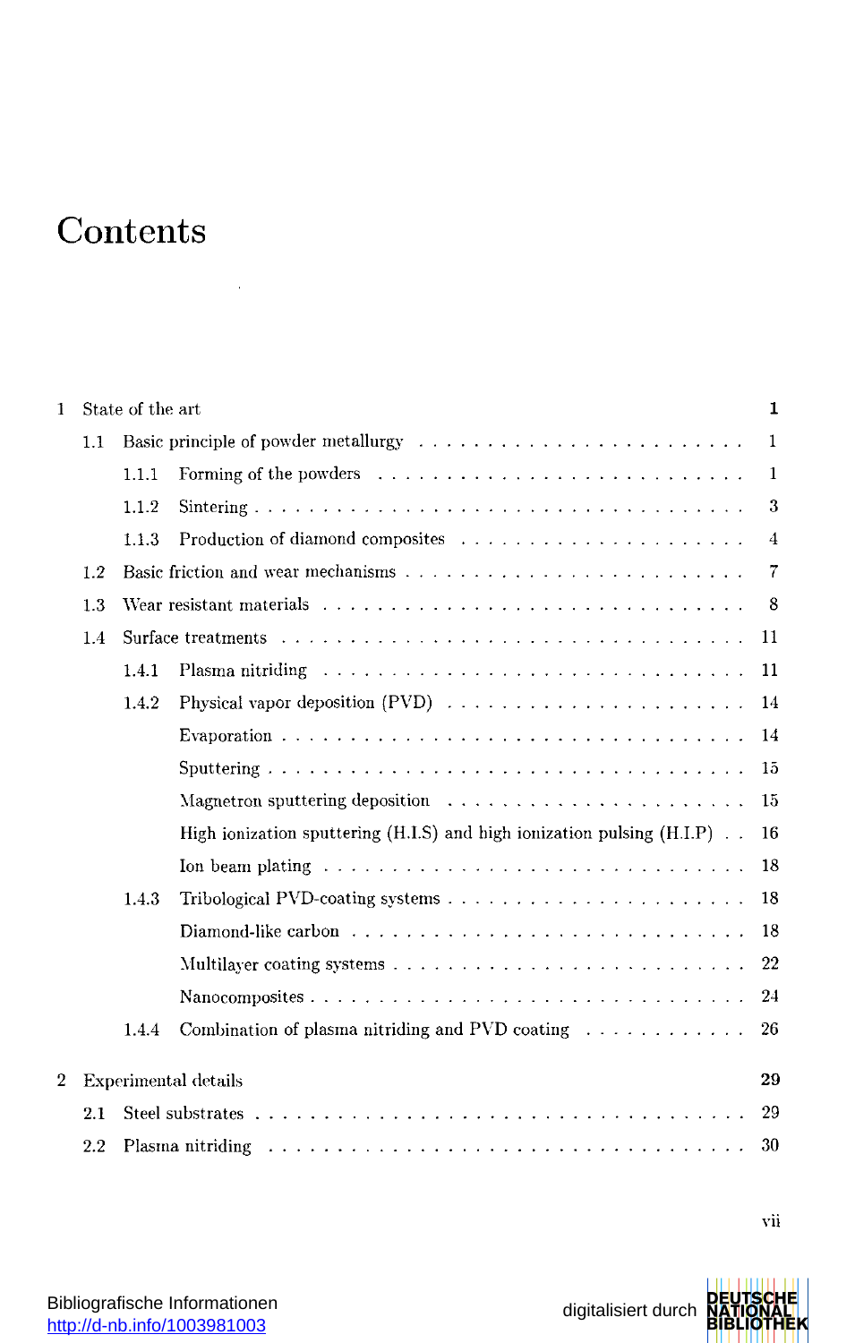# Contents

| | | |
|---|---|---|
| 1 | State of the art | **1** |
| 1.1 | Basic principle of powder metallurgy | 1 |
| 1.1.1 | Forming of the powders | 1 |
| 1.1.2 | Sintering | 3 |
| 1.1.3 | Production of diamond composites | 4 |
| 1.2 | Basic friction and wear mechanisms | 7 |
| 1.3 | Wear resistant materials | 8 |
| 1.4 | Surface treatments | 11 |
| 1.4.1 | Plasma nitriding | 11 |
| 1.4.2 | Physical vapor deposition (PVD) | 14 |
| | Evaporation | 14 |
| | Sputtering | 15 |
| | Magnetron sputtering deposition | 15 |
| | High ionization sputtering (H.I.S) and high ionization pulsing (H.I.P) | 16 |
| | Ion beam plating | 18 |
| 1.4.3 | Tribological PVD-coating systems | 18 |
| | Diamond-like carbon | 18 |
| | Multilayer coating systems | 22 |
| | Nanocomposites | 24 |
| 1.4.4 | Combination of plasma nitriding and PVD coating | 26 |
| 2 | Experimental details | **29** |
| 2.1 | Steel substrates | 29 |
| 2.2 | Plasma nitriding | 30 |

Bibliografische Informationen
http://d-nb.info/1003981003

digitalisiert durch DEUTSCHE NATIONAL BIBLIOTHEK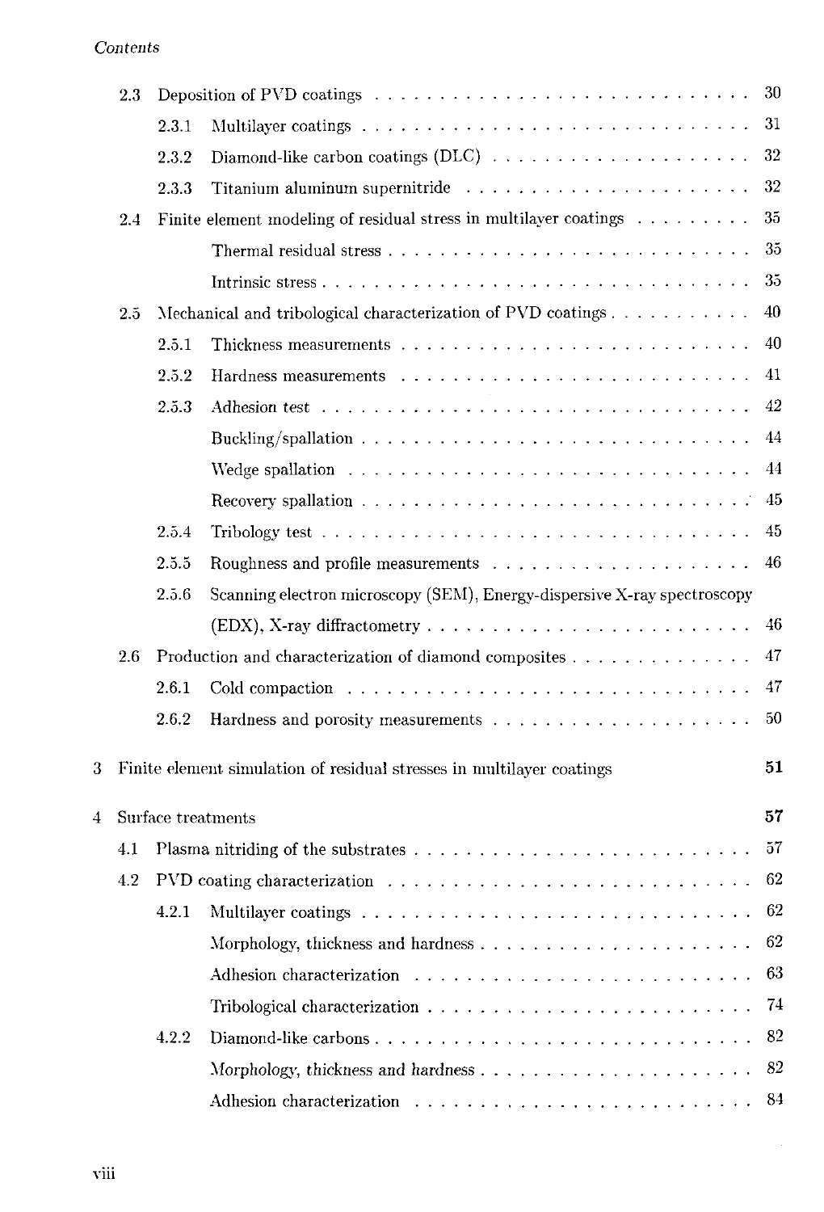2.3 Deposition of PVD coatings . . . . . . . . . . . . . . . . . . . . . . . . . . . 30

2.3.1 Multilayer coatings . . . . . . . . . . . . . . . . . . . . . . . . . . . 31

2.3.2 Diamond-like carbon coatings (DLC) . . . . . . . . . . . . . . . . . 32

2.3.3 Titanium aluminum supernitride . . . . . . . . . . . . . . . . . . . 32

2.4 Finite element modeling of residual stress in multilayer coatings . . . . . . . . . 35

Thermal residual stress . . . . . . . . . . . . . . . . . . . . . . . . 35

Intrinsic stress . . . . . . . . . . . . . . . . . . . . . . . . . . . . 35

2.5 Mechanical and tribological characterization of PVD coatings . . . . . . . . . . . 40

2.5.1 Thickness measurements . . . . . . . . . . . . . . . . . . . . . . . 40

2.5.2 Hardness measurements . . . . . . . . . . . . . . . . . . . . . . . 41

2.5.3 Adhesion test . . . . . . . . . . . . . . . . . . . . . . . . . . . . 42

Buckling/spallation . . . . . . . . . . . . . . . . . . . . . . . . . . 44

Wedge spallation . . . . . . . . . . . . . . . . . . . . . . . . . . . 44

Recovery spallation . . . . . . . . . . . . . . . . . . . . . . . . . . 45

2.5.4 Tribology test . . . . . . . . . . . . . . . . . . . . . . . . . . . . 45

2.5.5 Roughness and profile measurements . . . . . . . . . . . . . . . . . 46

2.5.6 Scanning electron microscopy (SEM), Energy-dispersive X-ray spectroscopy (EDX), X-ray diffractometry . . . . . . . . . . . . . . . . . . . . . 46

2.6 Production and characterization of diamond composites . . . . . . . . . . . . . 47

2.6.1 Cold compaction . . . . . . . . . . . . . . . . . . . . . . . . . . . 47

2.6.2 Hardness and porosity measurements . . . . . . . . . . . . . . . . . 50

**3 Finite element simulation of residual stresses in multilayer coatings** **51**

**4 Surface treatments** **57**

4.1 Plasma nitriding of the substrates . . . . . . . . . . . . . . . . . . . . . . . . 57

4.2 PVD coating characterization . . . . . . . . . . . . . . . . . . . . . . . . . . 62

4.2.1 Multilayer coatings . . . . . . . . . . . . . . . . . . . . . . . . . . 62

Morphology, thickness and hardness . . . . . . . . . . . . . . . . . . . 62

Adhesion characterization . . . . . . . . . . . . . . . . . . . . . . . 63

Tribological characterization . . . . . . . . . . . . . . . . . . . . . . 74

4.2.2 Diamond-like carbons . . . . . . . . . . . . . . . . . . . . . . . . . 82

Morphology, thickness and hardness . . . . . . . . . . . . . . . . . . . 82

Adhesion characterization . . . . . . . . . . . . . . . . . . . . . . . 84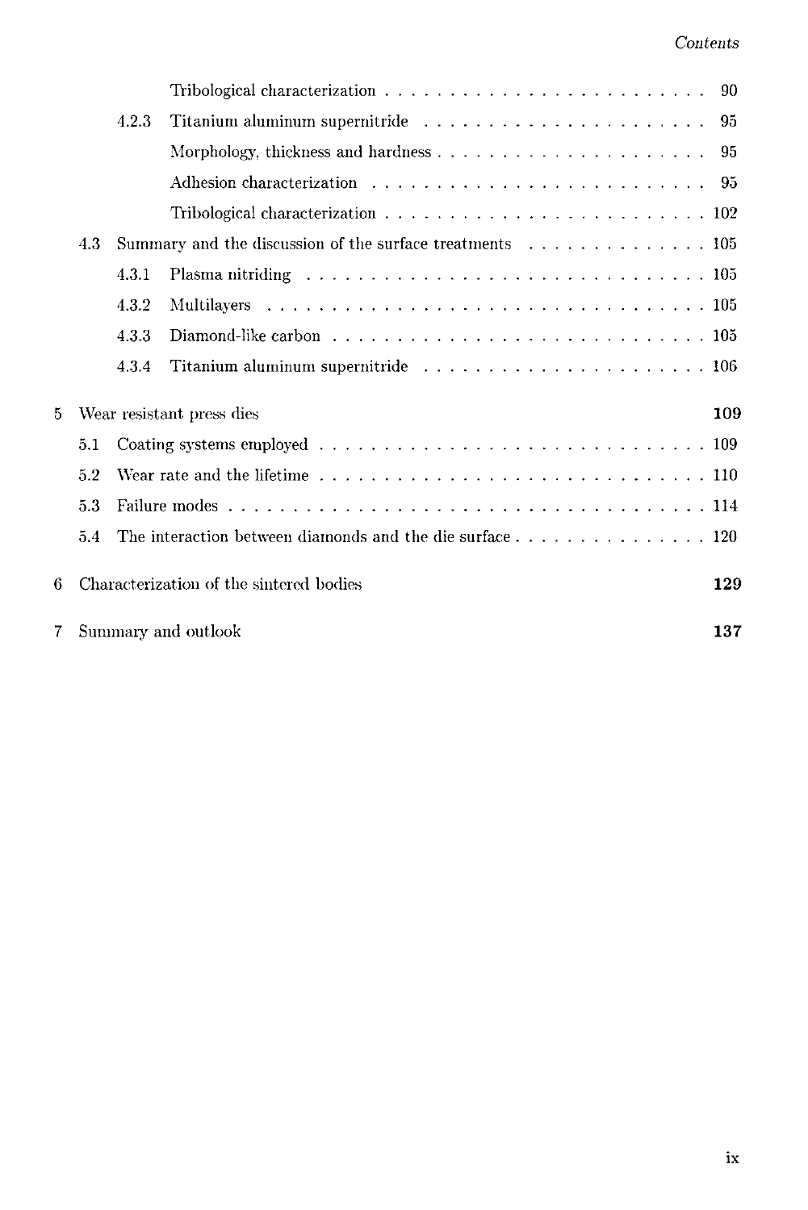Tribological characterization . . . . . . . . . . . . . . . . . . . . . . . . 90

4.2.3 Titanium aluminum supernitride . . . . . . . . . . . . . . . . . . . . . 95

Morphology, thickness and hardness . . . . . . . . . . . . . . . . . . . . 95

Adhesion characterization . . . . . . . . . . . . . . . . . . . . . . . . 95

Tribological characterization . . . . . . . . . . . . . . . . . . . . . . . . 102

4.3 Summary and the discussion of the surface treatments . . . . . . . . . . . . . 105

4.3.1 Plasma nitriding . . . . . . . . . . . . . . . . . . . . . . . . . . . . . 105

4.3.2 Multilayers . . . . . . . . . . . . . . . . . . . . . . . . . . . . . . . . 105

4.3.3 Diamond-like carbon . . . . . . . . . . . . . . . . . . . . . . . . . . . . 105

4.3.4 Titanium aluminum supernitride . . . . . . . . . . . . . . . . . . . . . 106

**5 Wear resistant press dies 109**

5.1 Coating systems employed . . . . . . . . . . . . . . . . . . . . . . . . . . . 109

5.2 Wear rate and the lifetime . . . . . . . . . . . . . . . . . . . . . . . . . . . 110

5.3 Failure modes . . . . . . . . . . . . . . . . . . . . . . . . . . . . . . . . . . 114

5.4 The interaction between diamonds and the die surface . . . . . . . . . . . . . . 120

**6 Characterization of the sintered bodies 129**

**7 Summary and outlook 137**